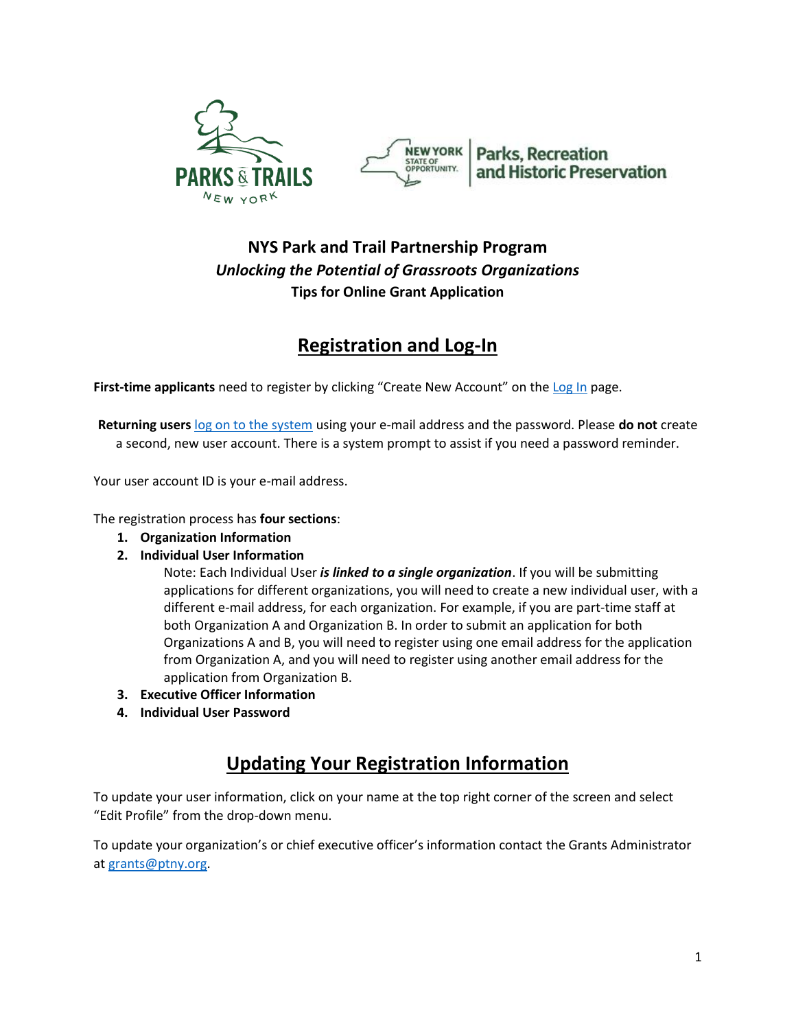# NYS Park and Trail Partnership Program

***Unlocking the Potential of Grassroots Organizations***

**Tips for Online Grant Application**

## Registration and Log-In

**First-time applicants** need to register by clicking "Create New Account" on the Log In page.

**Returning users** log on to the system using your e-mail address and the password. Please **do not** create a second, new user account. There is a system prompt to assist if you need a password reminder.

Your user account ID is your e-mail address.

The registration process has **four sections**:

1. **Organization Information**
2. **Individual User Information**

   Note: Each Individual User ***is linked to a single organization***. If you will be submitting applications for different organizations, you will need to create a new individual user, with a different e-mail address, for each organization. For example, if you are part-time staff at both Organization A and Organization B. In order to submit an application for both Organizations A and B, you will need to register using one email address for the application from Organization A, and you will need to register using another email address for the application from Organization B.
3. **Executive Officer Information**
4. **Individual User Password**

## Updating Your Registration Information

To update your user information, click on your name at the top right corner of the screen and select "Edit Profile" from the drop-down menu.

To update your organization's or chief executive officer's information contact the Grants Administrator at grants@ptny.org.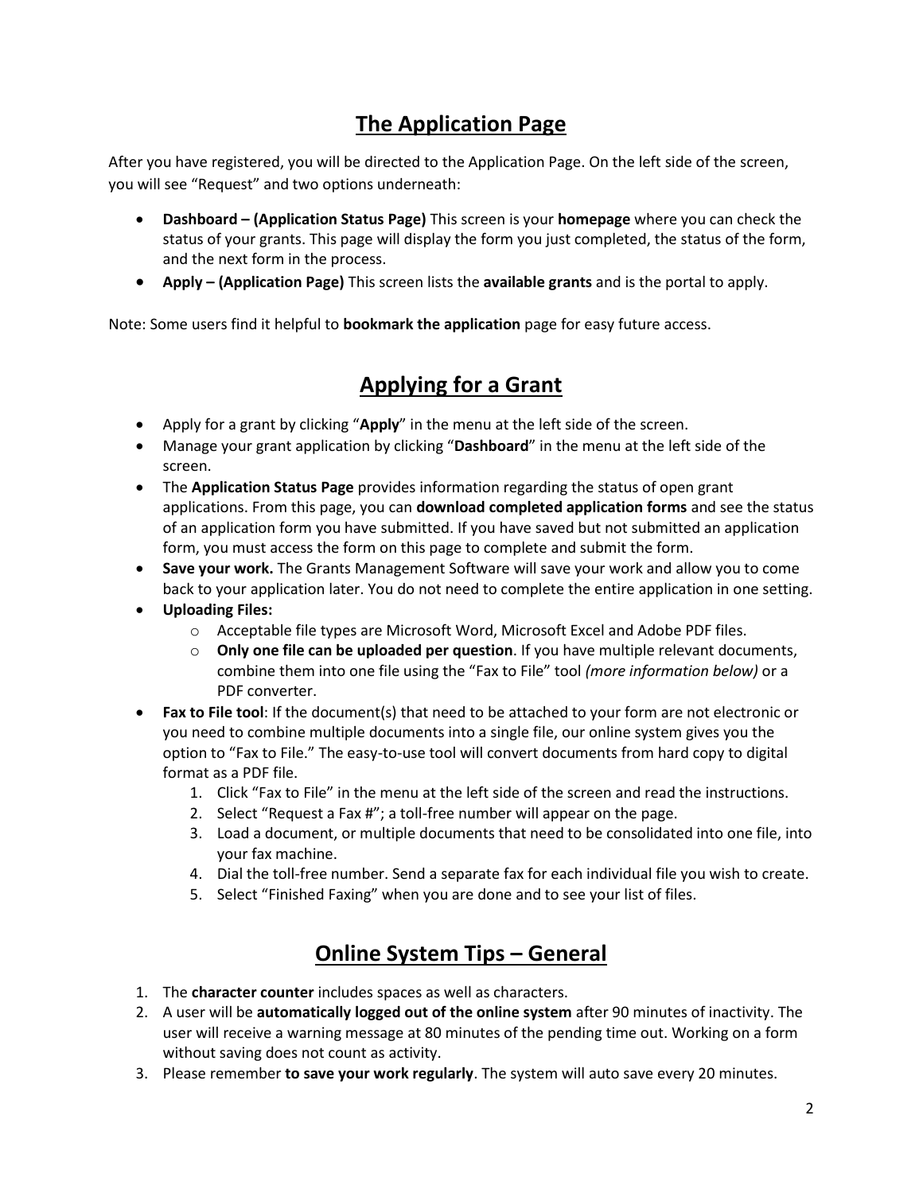## The Application Page

After you have registered, you will be directed to the Application Page. On the left side of the screen, you will see "Request" and two options underneath:

- **Dashboard – (Application Status Page)** This screen is your **homepage** where you can check the status of your grants. This page will display the form you just completed, the status of the form, and the next form in the process.
- **Apply – (Application Page)** This screen lists the **available grants** and is the portal to apply.

Note: Some users find it helpful to **bookmark the application** page for easy future access.

## Applying for a Grant

- Apply for a grant by clicking "**Apply**" in the menu at the left side of the screen.
- Manage your grant application by clicking "**Dashboard**" in the menu at the left side of the screen.
- The **Application Status Page** provides information regarding the status of open grant applications. From this page, you can **download completed application forms** and see the status of an application form you have submitted. If you have saved but not submitted an application form, you must access the form on this page to complete and submit the form.
- **Save your work.** The Grants Management Software will save your work and allow you to come back to your application later. You do not need to complete the entire application in one setting.
- **Uploading Files:**
  - Acceptable file types are Microsoft Word, Microsoft Excel and Adobe PDF files.
  - **Only one file can be uploaded per question**. If you have multiple relevant documents, combine them into one file using the "Fax to File" tool *(more information below)* or a PDF converter.
- **Fax to File tool**: If the document(s) that need to be attached to your form are not electronic or you need to combine multiple documents into a single file, our online system gives you the option to "Fax to File." The easy-to-use tool will convert documents from hard copy to digital format as a PDF file.
  1. Click "Fax to File" in the menu at the left side of the screen and read the instructions.
  2. Select "Request a Fax #"; a toll-free number will appear on the page.
  3. Load a document, or multiple documents that need to be consolidated into one file, into your fax machine.
  4. Dial the toll-free number. Send a separate fax for each individual file you wish to create.
  5. Select "Finished Faxing" when you are done and to see your list of files.

## Online System Tips – General

1. The **character counter** includes spaces as well as characters.
2. A user will be **automatically logged out of the online system** after 90 minutes of inactivity. The user will receive a warning message at 80 minutes of the pending time out. Working on a form without saving does not count as activity.
3. Please remember **to save your work regularly**. The system will auto save every 20 minutes.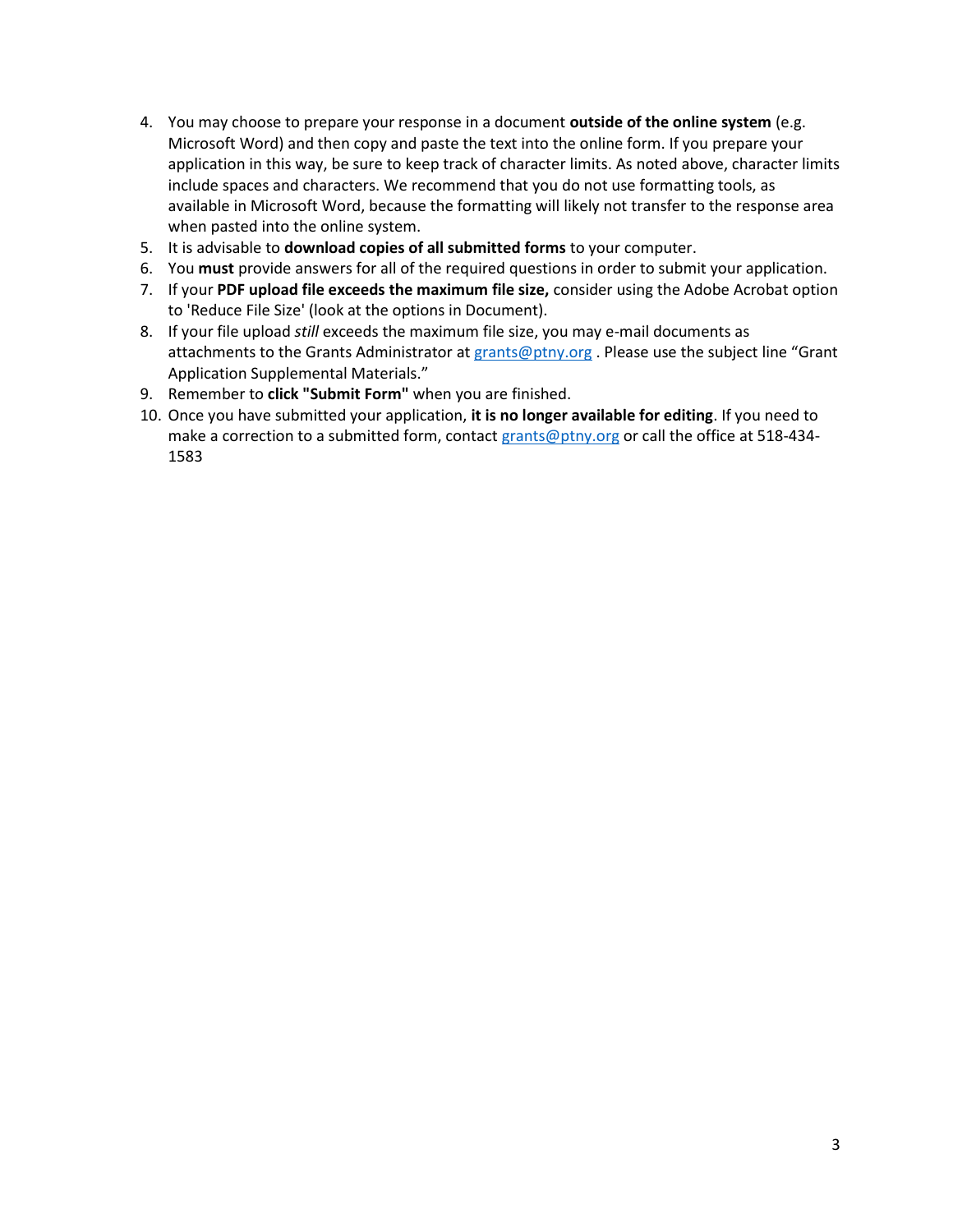4. You may choose to prepare your response in a document **outside of the online system** (e.g. Microsoft Word) and then copy and paste the text into the online form. If you prepare your application in this way, be sure to keep track of character limits. As noted above, character limits include spaces and characters. We recommend that you do not use formatting tools, as available in Microsoft Word, because the formatting will likely not transfer to the response area when pasted into the online system.
5. It is advisable to **download copies of all submitted forms** to your computer.
6. You **must** provide answers for all of the required questions in order to submit your application.
7. If your **PDF upload file exceeds the maximum file size,** consider using the Adobe Acrobat option to 'Reduce File Size' (look at the options in Document).
8. If your file upload *still* exceeds the maximum file size, you may e-mail documents as attachments to the Grants Administrator at grants@ptny.org . Please use the subject line "Grant Application Supplemental Materials."
9. Remember to **click "Submit Form"** when you are finished.
10. Once you have submitted your application, **it is no longer available for editing**. If you need to make a correction to a submitted form, contact grants@ptny.org or call the office at 518-434-1583